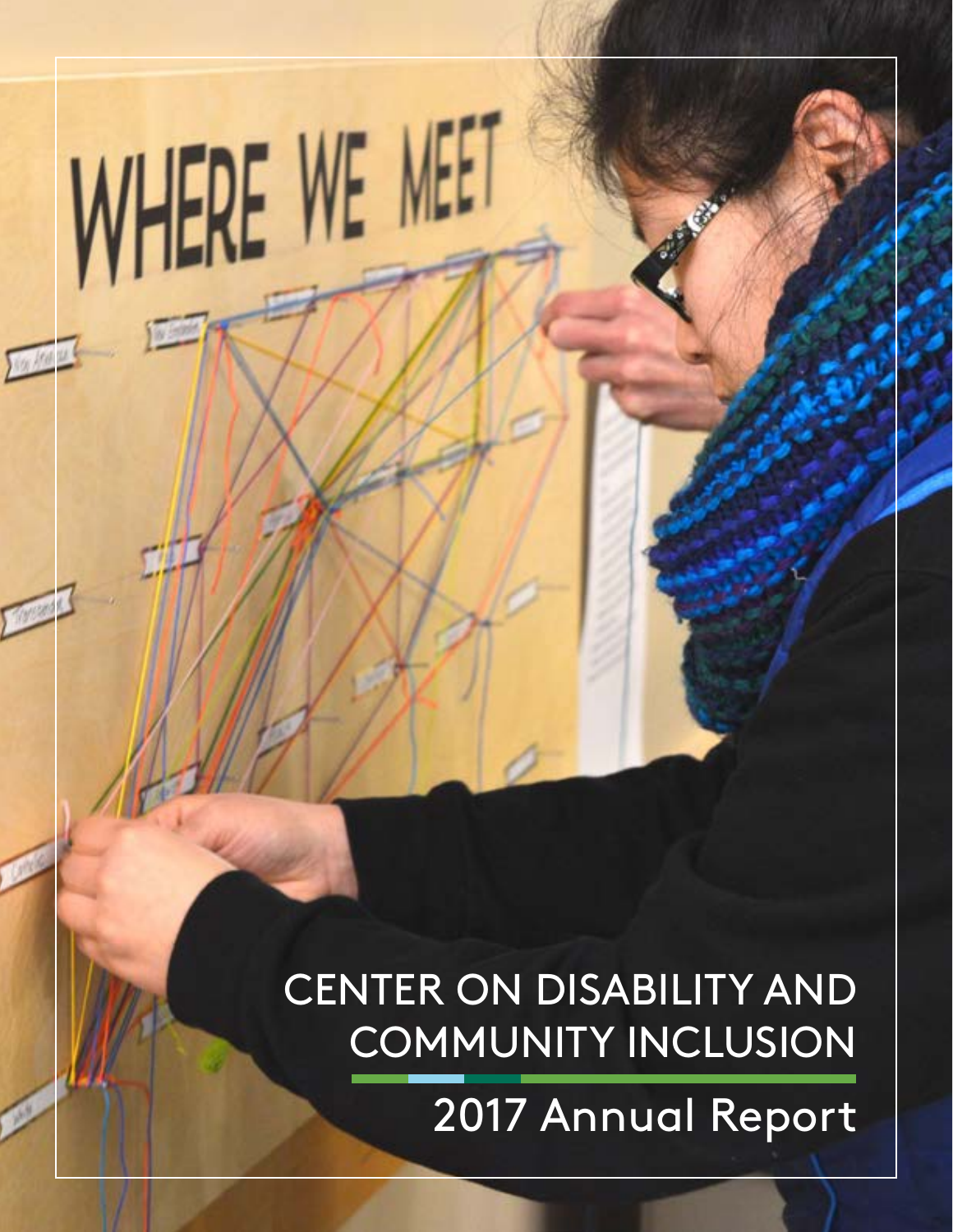# CENTER ON DISABILITY AND COMMUNITY INCLUSION

## 2017 Annual Report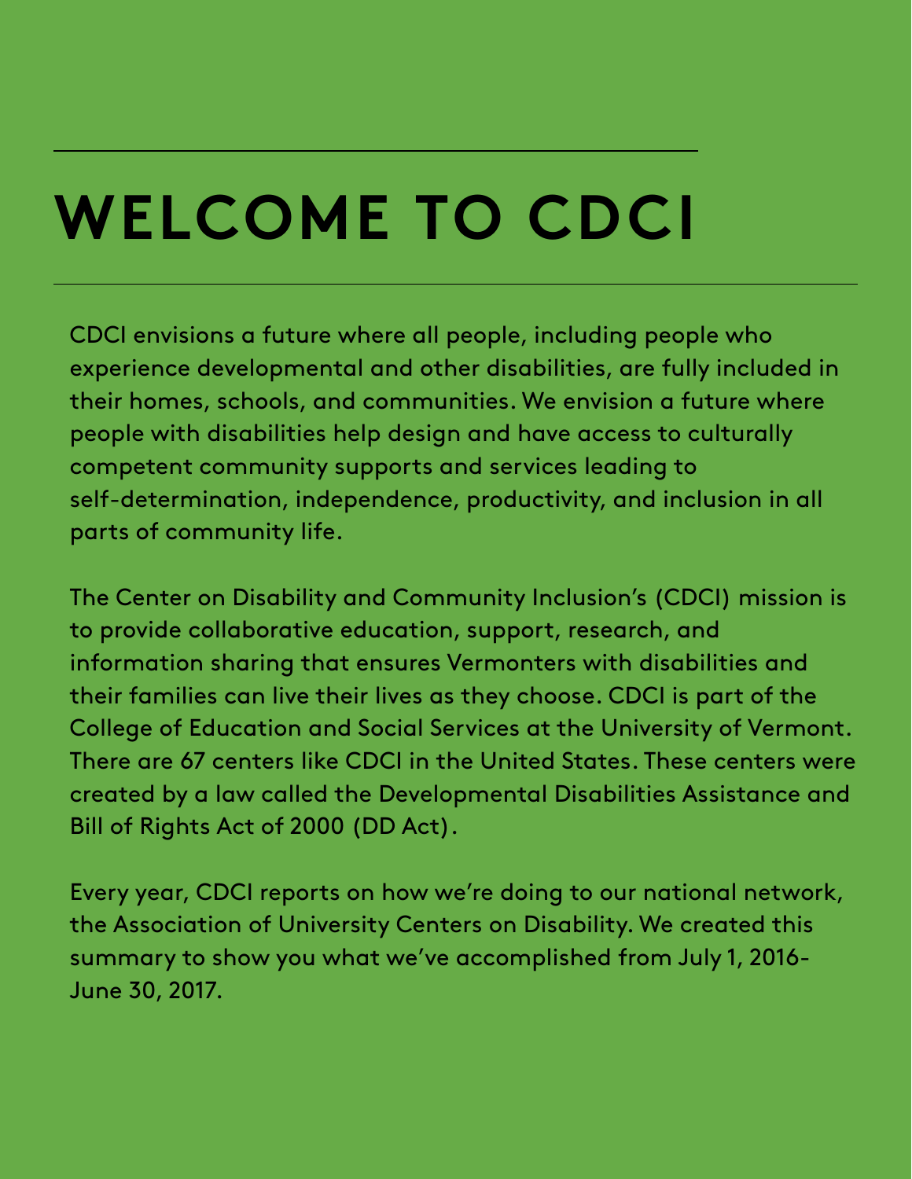# WELCOME TO CDCI

CDCI envisions a future where all people, including people who experience developmental and other disabilities, are fully included in their homes, schools, and communities. We envision a future where people with disabilities help design and have access to culturally competent community supports and services leading to self-determination, independence, productivity, and inclusion in all parts of community life.

The Center on Disability and Community Inclusion's (CDCI) mission is to provide collaborative education, support, research, and information sharing that ensures Vermonters with disabilities and their families can live their lives as they choose. CDCI is part of the College of Education and Social Services at the University of Vermont. There are 67 centers like CDCI in the United States. These centers were created by a law called the Developmental Disabilities Assistance and Bill of Rights Act of 2000 (DD Act).

Every year, CDCI reports on how we're doing to our national network, the Association of University Centers on Disability. We created this summary to show you what we've accomplished from July 1, 2016-June 30, 2017.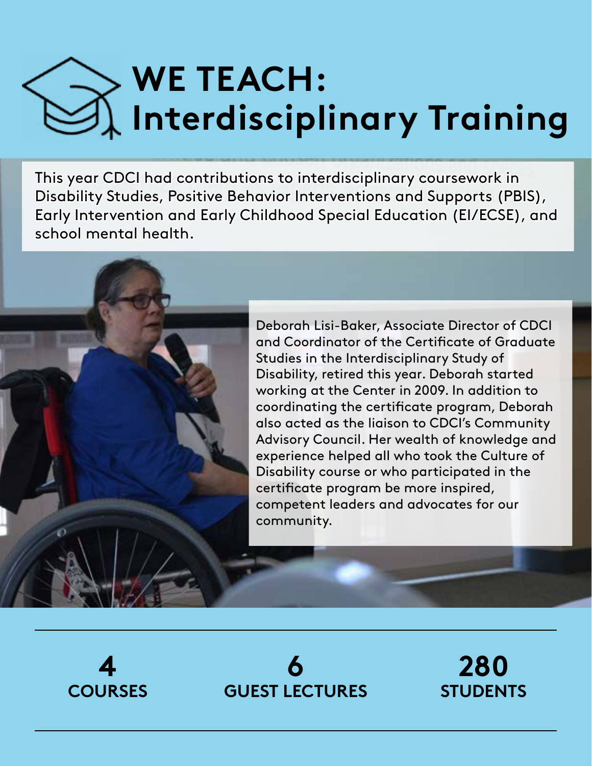# WE TEACH: Interdisciplinary Training

This year CDCI had contributions to interdisciplinary coursework in Disability Studies, Positive Behavior Interventions and Supports (PBIS), Early Intervention and Early Childhood Special Education (EI/ECSE), and school mental health.

Deborah Lisi-Baker, Associate Director of CDCI and Coordinator of the Certificate of Graduate Studies in the Interdisciplinary Study of Disability, retired this year. Deborah started working at the Center in 2009. In addition to coordinating the certificate program, Deborah also acted as the liaison to CDCI's Community Advisory Council. Her wealth of knowledge and experience helped all who took the Culture of Disability course or who participated in the certificate program be more inspired, competent leaders and advocates for our community.

**4**
**COURSES**

**6**
**GUEST LECTURES**

**280**
**STUDENTS**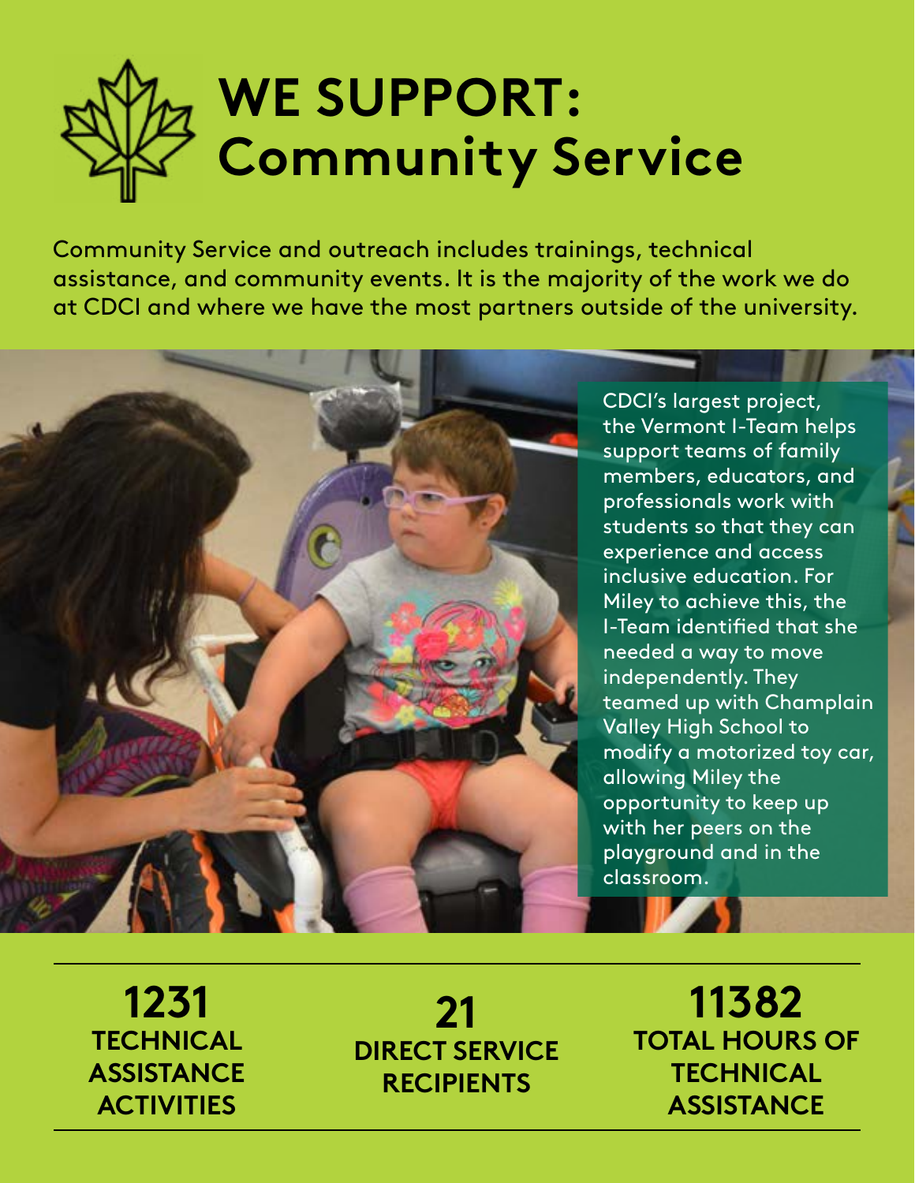# WE SUPPORT: Community Service

Community Service and outreach includes trainings, technical assistance, and community events. It is the majority of the work we do at CDCI and where we have the most partners outside of the university.

CDCI's largest project, the Vermont I-Team helps support teams of family members, educators, and professionals work with students so that they can experience and access inclusive education. For Miley to achieve this, the I-Team identified that she needed a way to move independently. They teamed up with Champlain Valley High School to modify a motorized toy car, allowing Miley the opportunity to keep up with her peers on the playground and in the classroom.

**1231**
**TECHNICAL ASSISTANCE ACTIVITIES**

**21**
**DIRECT SERVICE RECIPIENTS**

**11382**
**TOTAL HOURS OF TECHNICAL ASSISTANCE**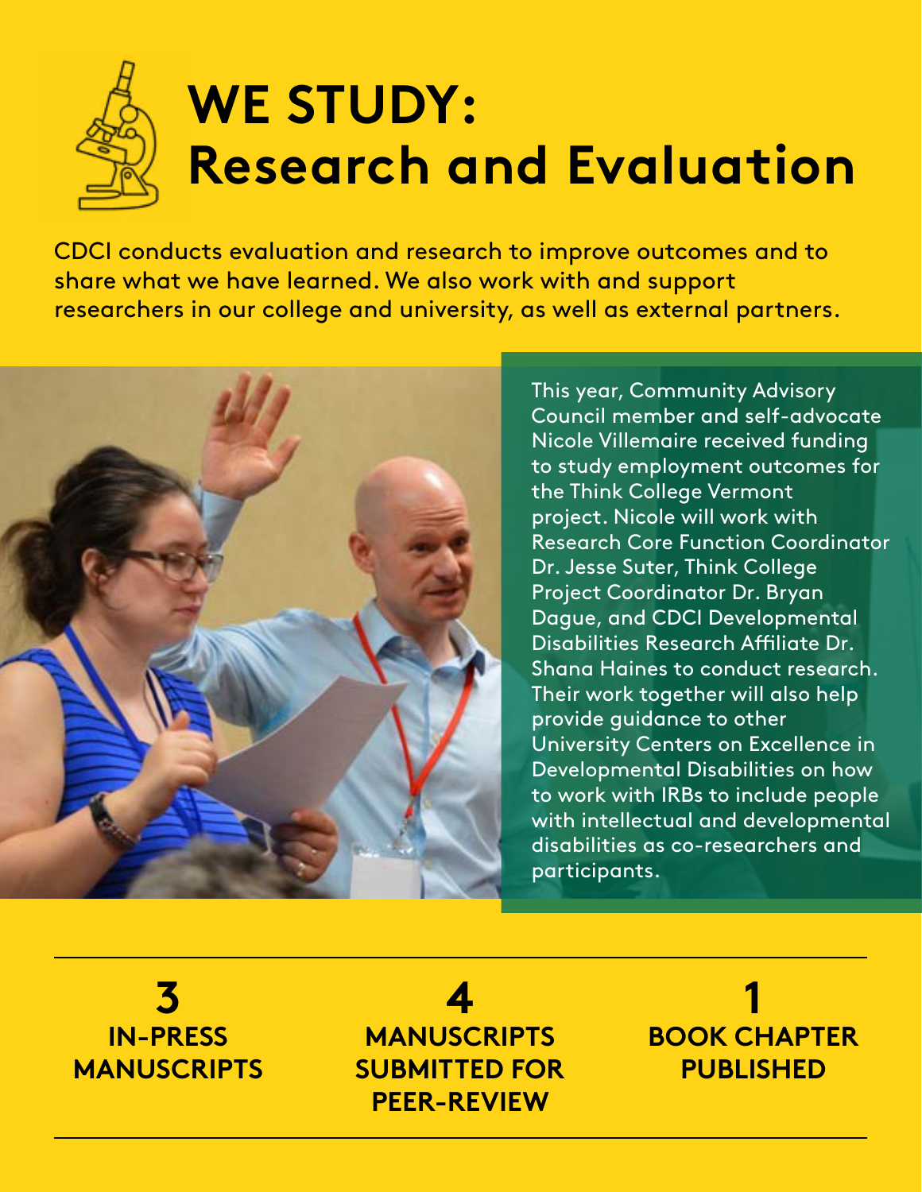# WE STUDY: Research and Evaluation

CDCI conducts evaluation and research to improve outcomes and to share what we have learned. We also work with and support researchers in our college and university, as well as external partners.

This year, Community Advisory Council member and self-advocate Nicole Villemaire received funding to study employment outcomes for the Think College Vermont project. Nicole will work with Research Core Function Coordinator Dr. Jesse Suter, Think College Project Coordinator Dr. Bryan Dague, and CDCI Developmental Disabilities Research Affiliate Dr. Shana Haines to conduct research. Their work together will also help provide guidance to other University Centers on Excellence in Developmental Disabilities on how to work with IRBs to include people with intellectual and developmental disabilities as co-researchers and participants.

**3**
**IN-PRESS MANUSCRIPTS**

**4**
**MANUSCRIPTS SUBMITTED FOR PEER-REVIEW**

**1**
**BOOK CHAPTER PUBLISHED**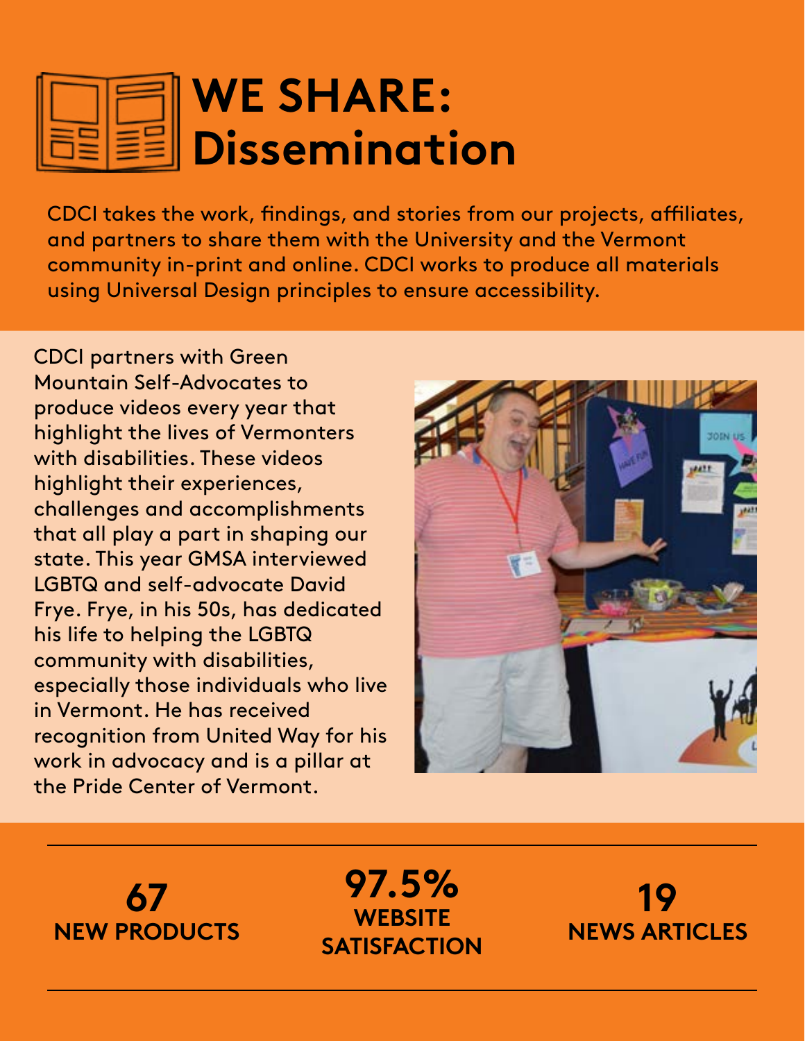# WE SHARE: Dissemination

CDCI takes the work, findings, and stories from our projects, affiliates, and partners to share them with the University and the Vermont community in-print and online. CDCI works to produce all materials using Universal Design principles to ensure accessibility.

CDCI partners with Green Mountain Self-Advocates to produce videos every year that highlight the lives of Vermonters with disabilities. These videos highlight their experiences, challenges and accomplishments that all play a part in shaping our state. This year GMSA interviewed LGBTQ and self-advocate David Frye. Frye, in his 50s, has dedicated his life to helping the LGBTQ community with disabilities, especially those individuals who live in Vermont. He has received recognition from United Way for his work in advocacy and is a pillar at the Pride Center of Vermont.

**67**
**NEW PRODUCTS**

**97.5%**
**WEBSITE SATISFACTION**

**19**
**NEWS ARTICLES**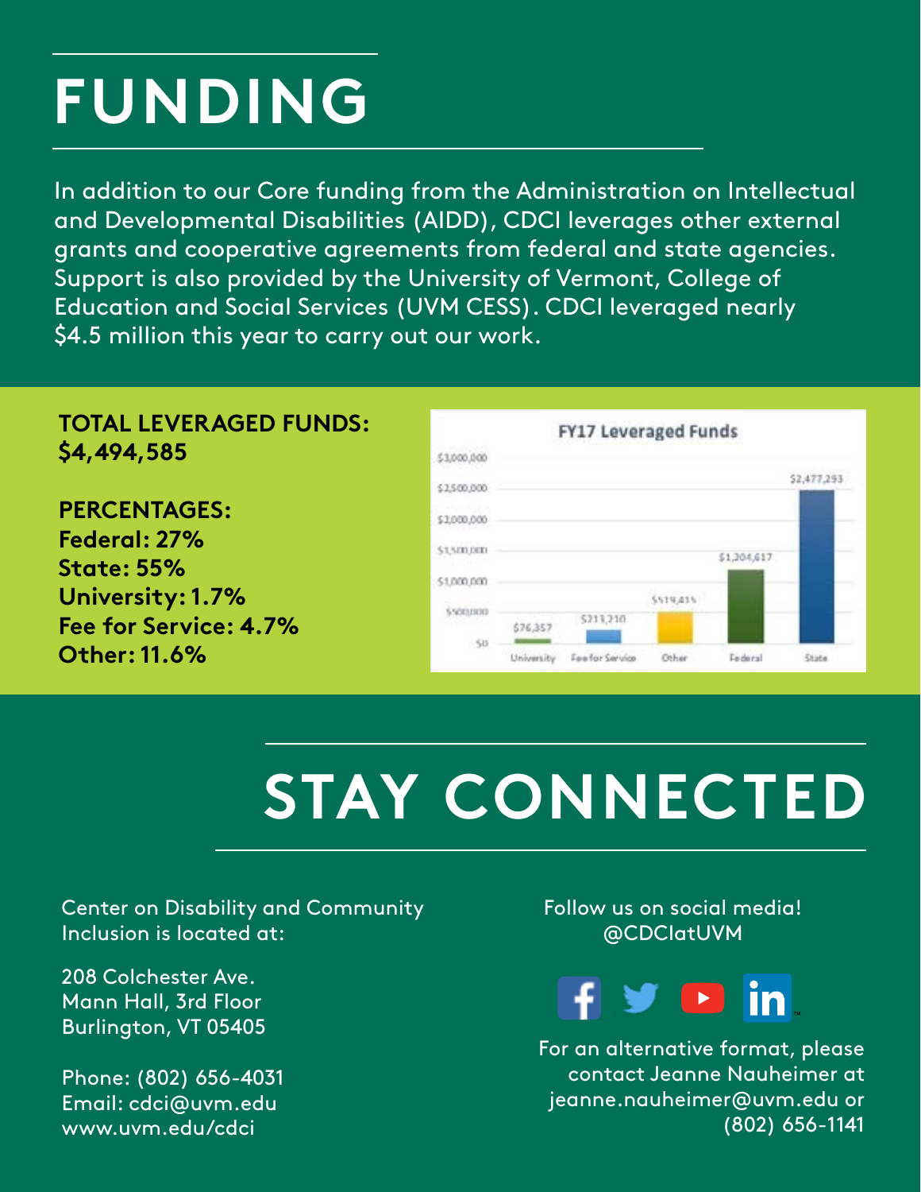# FUNDING

In addition to our Core funding from the Administration on Intellectual and Developmental Disabilities (AIDD), CDCI leverages other external grants and cooperative agreements from federal and state agencies. Support is also provided by the University of Vermont, College of Education and Social Services (UVM CESS). CDCI leveraged nearly $4.5 million this year to carry out our work.

**TOTAL LEVERAGED FUNDS: $4,494,585**

**PERCENTAGES:**
**Federal: 27%**
**State: 55%**
**University: 1.7%**
**Fee for Service: 4.7%**
**Other: 11.6%**

FY17 Leveraged Funds

$3,000,000
$2,500,000
$2,000,000
$1,500,000
$1,000,000
$500,000
$0

University $76,357
Fee for Service $213,310
Other $519,415
Federal $1,204,617
State $2,477,293

# STAY CONNECTED

Center on Disability and Community Inclusion is located at:

208 Colchester Ave.
Mann Hall, 3rd Floor
Burlington, VT 05405

Phone: (802) 656-4031
Email: cdci@uvm.edu
www.uvm.edu/cdci

Follow us on social media!
@CDCIatUVM

For an alternative format, please contact Jeanne Nauheimer at jeanne.nauheimer@uvm.edu or (802) 656-1141